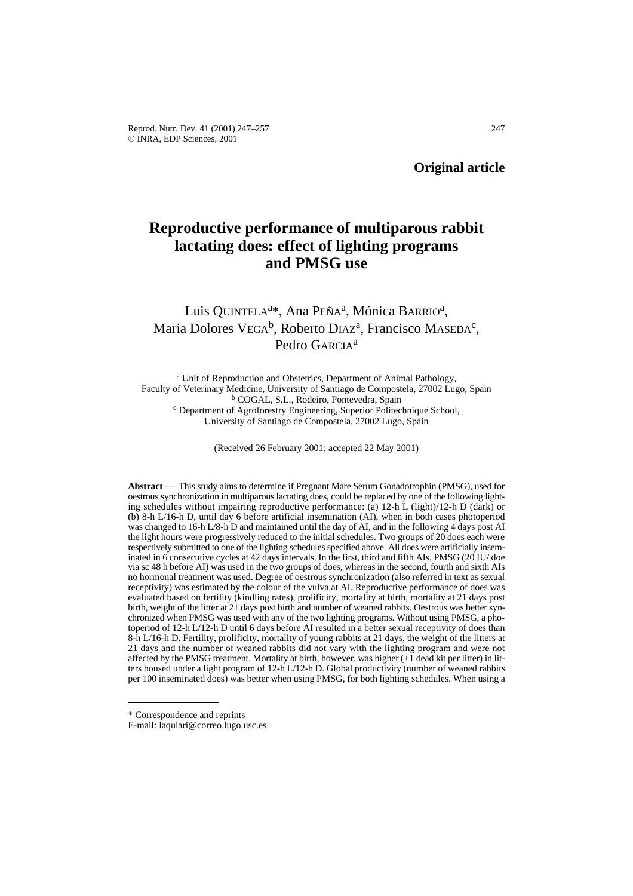**Original article**

# Reproductive performance of multiparous rabbit lactating does: effect of lighting programs and PMSG use

Luis QUINTELA[a]*, Ana PEÑA[a], Mónica BARRIO[a], Maria Dolores VEGA[b], Roberto DIAZ[a], Francisco MASEDA[c], Pedro GARCIA[a]

[a] Unit of Reproduction and Obstetrics, Department of Animal Pathology, Faculty of Veterinary Medicine, University of Santiago de Compostela, 27002 Lugo, Spain
[b] COGAL, S.L., Rodeiro, Pontevedra, Spain
[c] Department of Agroforestry Engineering, Superior Politechnique School, University of Santiago de Compostela, 27002 Lugo, Spain

(Received 26 February 2001; accepted 22 May 2001)

**Abstract** — This study aims to determine if Pregnant Mare Serum Gonadotrophin (PMSG), used for oestrous synchronization in multiparous lactating does, could be replaced by one of the following lighting schedules without impairing reproductive performance: (a) 12-h L (light)/12-h D (dark) or (b) 8-h L/16-h D, until day 6 before artificial insemination (AI), when in both cases photoperiod was changed to 16-h L/8-h D and maintained until the day of AI, and in the following 4 days post AI the light hours were progressively reduced to the initial schedules. Two groups of 20 does each were respectively submitted to one of the lighting schedules specified above. All does were artificially inseminated in 6 consecutive cycles at 42 days intervals. In the first, third and fifth AIs, PMSG (20 IU/ doe via sc 48 h before AI) was used in the two groups of does, whereas in the second, fourth and sixth AIs no hormonal treatment was used. Degree of oestrous synchronization (also referred in text as sexual receptivity) was estimated by the colour of the vulva at AI. Reproductive performance of does was evaluated based on fertility (kindling rates), prolificity, mortality at birth, mortality at 21 days post birth, weight of the litter at 21 days post birth and number of weaned rabbits. Oestrous was better synchronized when PMSG was used with any of the two lighting programs. Without using PMSG, a photoperiod of 12-h L/12-h D until 6 days before AI resulted in a better sexual receptivity of does than 8-h L/16-h D. Fertility, prolificity, mortality of young rabbits at 21 days, the weight of the litters at 21 days and the number of weaned rabbits did not vary with the lighting program and were not affected by the PMSG treatment. Mortality at birth, however, was higher (+1 dead kit per litter) in litters housed under a light program of 12-h L/12-h D. Global productivity (number of weaned rabbits per 100 inseminated does) was better when using PMSG, for both lighting schedules. When using a

---

\* Correspondence and reprints
E-mail: laquiari@correo.lugo.usc.es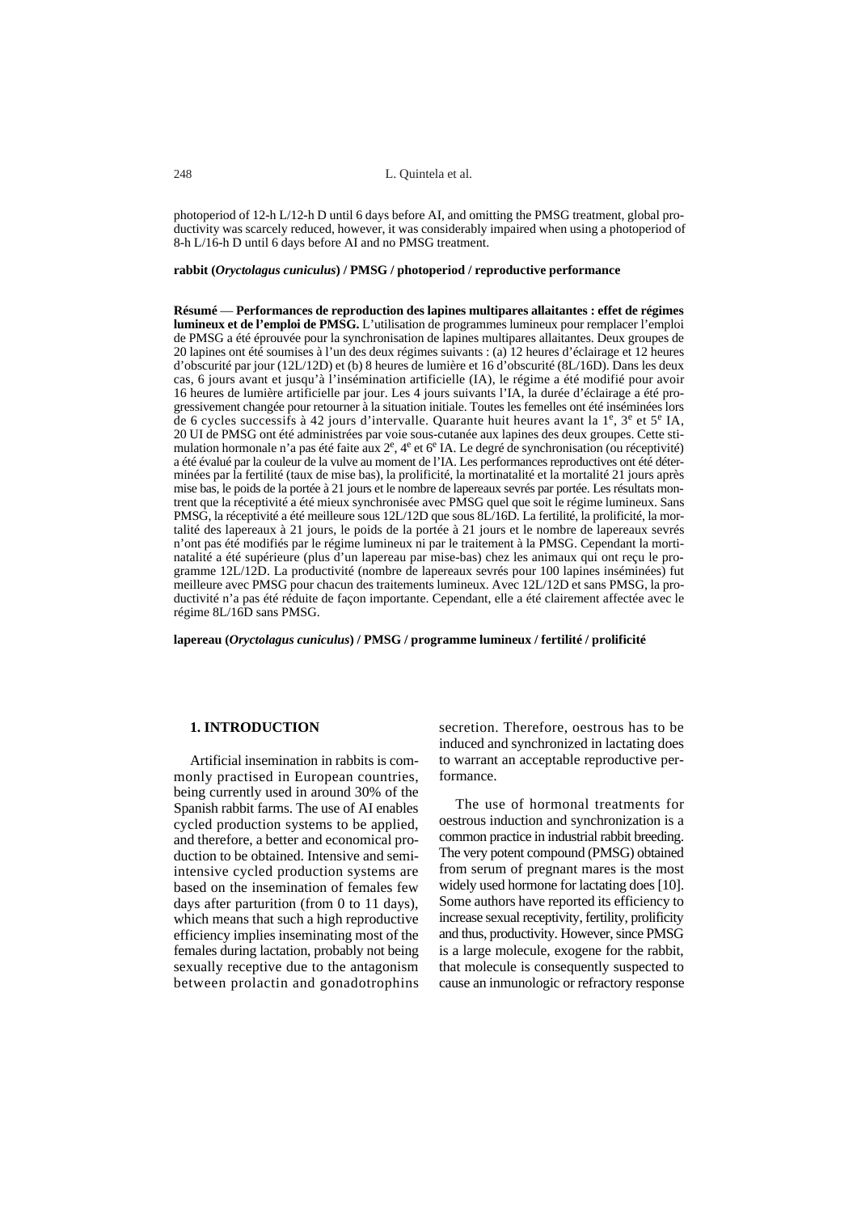photoperiod of 12-h L/12-h D until 6 days before AI, and omitting the PMSG treatment, global productivity was scarcely reduced, however, it was considerably impaired when using a photoperiod of 8-h L/16-h D until 6 days before AI and no PMSG treatment.

**rabbit (*Oryctolagus cuniculus*) / PMSG / photoperiod / reproductive performance**

**Résumé** — **Performances de reproduction des lapines multipares allaitantes : effet de régimes lumineux et de l'emploi de PMSG.** L'utilisation de programmes lumineux pour remplacer l'emploi de PMSG a été éprouvée pour la synchronisation de lapines multipares allaitantes. Deux groupes de 20 lapines ont été soumises à l'un des deux régimes suivants : (a) 12 heures d'éclairage et 12 heures d'obscurité par jour (12L/12D) et (b) 8 heures de lumière et 16 d'obscurité (8L/16D). Dans les deux cas, 6 jours avant et jusqu'à l'insémination artificielle (IA), le régime a été modifié pour avoir 16 heures de lumière artificielle par jour. Les 4 jours suivants l'IA, la durée d'éclairage a été progressivement changée pour retourner à la situation initiale. Toutes les femelles ont été inséminées lors de 6 cycles successifs à 42 jours d'intervalle. Quarante huit heures avant la 1$^{e}$, 3$^{e}$ et 5$^{e}$ IA, 20 UI de PMSG ont été administrées par voie sous-cutanée aux lapines des deux groupes. Cette stimulation hormonale n'a pas été faite aux 2$^{e}$, 4$^{e}$ et 6$^{e}$ IA. Le degré de synchronisation (ou réceptivité) a été évalué par la couleur de la vulve au moment de l'IA. Les performances reproductives ont été déterminées par la fertilité (taux de mise bas), la prolificité, la mortinatalité et la mortalité 21 jours après mise bas, le poids de la portée à 21 jours et le nombre de lapereaux sevrés par portée. Les résultats montrent que la réceptivité a été mieux synchronisée avec PMSG quel que soit le régime lumineux. Sans PMSG, la réceptivité a été meilleure sous 12L/12D que sous 8L/16D. La fertilité, la prolificité, la mortalité des lapereaux à 21 jours, le poids de la portée à 21 jours et le nombre de lapereaux sevrés n'ont pas été modifiés par le régime lumineux ni par le traitement à la PMSG. Cependant la mortinatalité a été supérieure (plus d'un lapereau par mise-bas) chez les animaux qui ont reçu le programme 12L/12D. La productivité (nombre de lapereaux sevrés pour 100 lapines inséminées) fut meilleure avec PMSG pour chacun des traitements lumineux. Avec 12L/12D et sans PMSG, la productivité n'a pas été réduite de façon importante. Cependant, elle a été clairement affectée avec le régime 8L/16D sans PMSG.

**lapereau (*Oryctolagus cuniculus*) / PMSG / programme lumineux / fertilité / prolificité**

## 1. INTRODUCTION

Artificial insemination in rabbits is commonly practised in European countries, being currently used in around 30% of the Spanish rabbit farms. The use of AI enables cycled production systems to be applied, and therefore, a better and economical production to be obtained. Intensive and semi-intensive cycled production systems are based on the insemination of females few days after parturition (from 0 to 11 days), which means that such a high reproductive efficiency implies inseminating most of the females during lactation, probably not being sexually receptive due to the antagonism between prolactin and gonadotrophins secretion. Therefore, oestrous has to be induced and synchronized in lactating does to warrant an acceptable reproductive performance.

The use of hormonal treatments for oestrous induction and synchronization is a common practice in industrial rabbit breeding. The very potent compound (PMSG) obtained from serum of pregnant mares is the most widely used hormone for lactating does [10]. Some authors have reported its efficiency to increase sexual receptivity, fertility, prolificity and thus, productivity. However, since PMSG is a large molecule, exogene for the rabbit, that molecule is consequently suspected to cause an inmunologic or refractory response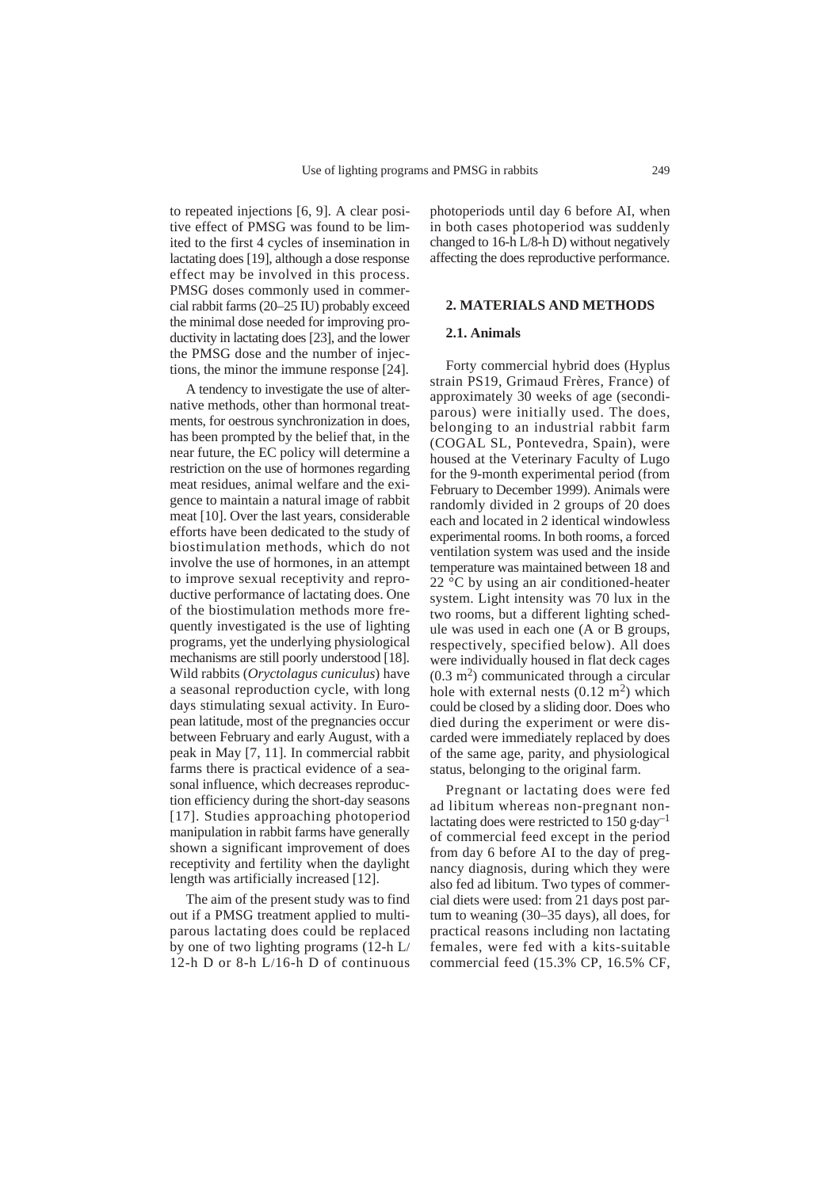to repeated injections [6, 9]. A clear positive effect of PMSG was found to be limited to the first 4 cycles of insemination in lactating does [19], although a dose response effect may be involved in this process. PMSG doses commonly used in commercial rabbit farms (20–25 IU) probably exceed the minimal dose needed for improving productivity in lactating does [23], and the lower the PMSG dose and the number of injections, the minor the immune response [24].

A tendency to investigate the use of alternative methods, other than hormonal treatments, for oestrous synchronization in does, has been prompted by the belief that, in the near future, the EC policy will determine a restriction on the use of hormones regarding meat residues, animal welfare and the exigence to maintain a natural image of rabbit meat [10]. Over the last years, considerable efforts have been dedicated to the study of biostimulation methods, which do not involve the use of hormones, in an attempt to improve sexual receptivity and reproductive performance of lactating does. One of the biostimulation methods more frequently investigated is the use of lighting programs, yet the underlying physiological mechanisms are still poorly understood [18]. Wild rabbits (*Oryctolagus cuniculus*) have a seasonal reproduction cycle, with long days stimulating sexual activity. In European latitude, most of the pregnancies occur between February and early August, with a peak in May [7, 11]. In commercial rabbit farms there is practical evidence of a seasonal influence, which decreases reproduction efficiency during the short-day seasons [17]. Studies approaching photoperiod manipulation in rabbit farms have generally shown a significant improvement of does receptivity and fertility when the daylight length was artificially increased [12].

The aim of the present study was to find out if a PMSG treatment applied to multiparous lactating does could be replaced by one of two lighting programs (12-h L/12-h D or 8-h L/16-h D of continuous photoperiods until day 6 before AI, when in both cases photoperiod was suddenly changed to 16-h L/8-h D) without negatively affecting the does reproductive performance.

## 2. MATERIALS AND METHODS

### 2.1. Animals

Forty commercial hybrid does (Hyplus strain PS19, Grimaud Frères, France) of approximately 30 weeks of age (secondiparous) were initially used. The does, belonging to an industrial rabbit farm (COGAL SL, Pontevedra, Spain), were housed at the Veterinary Faculty of Lugo for the 9-month experimental period (from February to December 1999). Animals were randomly divided in 2 groups of 20 does each and located in 2 identical windowless experimental rooms. In both rooms, a forced ventilation system was used and the inside temperature was maintained between 18 and 22 °C by using an air conditioned-heater system. Light intensity was 70 lux in the two rooms, but a different lighting schedule was used in each one (A or B groups, respectively, specified below). All does were individually housed in flat deck cages (0.3 $m^2$) communicated through a circular hole with external nests (0.12 $m^2$) which could be closed by a sliding door. Does who died during the experiment or were discarded were immediately replaced by does of the same age, parity, and physiological status, belonging to the original farm.

Pregnant or lactating does were fed ad libitum whereas non-pregnant non-lactating does were restricted to 150 $g \cdot day^{-1}$ of commercial feed except in the period from day 6 before AI to the day of pregnancy diagnosis, during which they were also fed ad libitum. Two types of commercial diets were used: from 21 days post partum to weaning (30–35 days), all does, for practical reasons including non lactating females, were fed with a kits-suitable commercial feed (15.3% CP, 16.5% CF,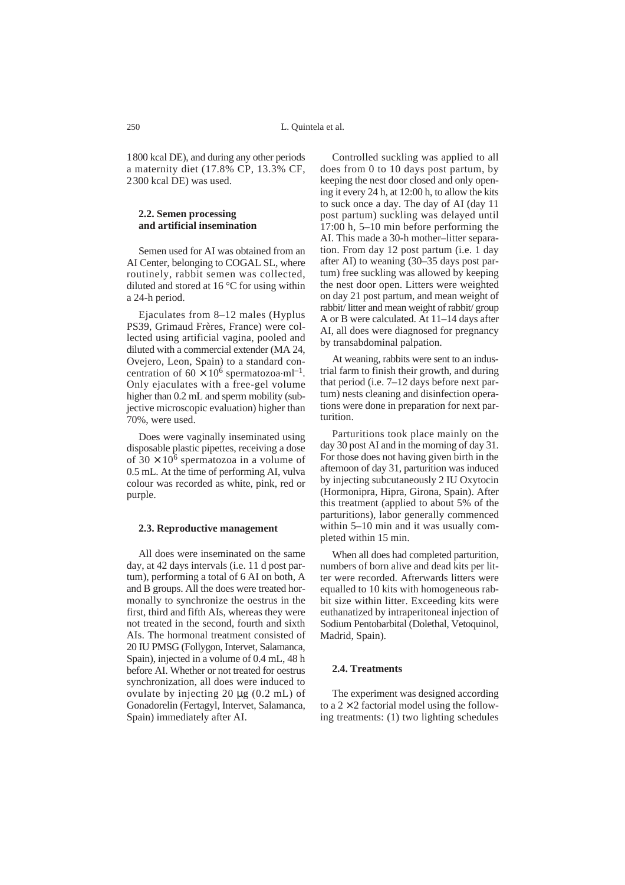1800 kcal DE), and during any other periods a maternity diet (17.8% CP, 13.3% CF, 2300 kcal DE) was used.

### 2.2. Semen processing and artificial insemination

Semen used for AI was obtained from an AI Center, belonging to COGAL SL, where routinely, rabbit semen was collected, diluted and stored at 16 °C for using within a 24-h period.

Ejaculates from 8–12 males (Hyplus PS39, Grimaud Frères, France) were collected using artificial vagina, pooled and diluted with a commercial extender (MA 24, Ovejero, Leon, Spain) to a standard concentration of $60 \times 10^6$ spermatozoa·ml$^{-1}$. Only ejaculates with a free-gel volume higher than 0.2 mL and sperm mobility (subjective microscopic evaluation) higher than 70%, were used.

Does were vaginally inseminated using disposable plastic pipettes, receiving a dose of $30 \times 10^6$ spermatozoa in a volume of 0.5 mL. At the time of performing AI, vulva colour was recorded as white, pink, red or purple.

### 2.3. Reproductive management

All does were inseminated on the same day, at 42 days intervals (i.e. 11 d post partum), performing a total of 6 AI on both, A and B groups. All the does were treated hormonally to synchronize the oestrus in the first, third and fifth AIs, whereas they were not treated in the second, fourth and sixth AIs. The hormonal treatment consisted of 20 IU PMSG (Follygon, Intervet, Salamanca, Spain), injected in a volume of 0.4 mL, 48 h before AI. Whether or not treated for oestrus synchronization, all does were induced to ovulate by injecting 20 μg (0.2 mL) of Gonadorelin (Fertagyl, Intervet, Salamanca, Spain) immediately after AI.

Controlled suckling was applied to all does from 0 to 10 days post partum, by keeping the nest door closed and only opening it every 24 h, at 12:00 h, to allow the kits to suck once a day. The day of AI (day 11 post partum) suckling was delayed until 17:00 h, 5–10 min before performing the AI. This made a 30-h mother–litter separation. From day 12 post partum (i.e. 1 day after AI) to weaning (30–35 days post partum) free suckling was allowed by keeping the nest door open. Litters were weighted on day 21 post partum, and mean weight of rabbit/ litter and mean weight of rabbit/ group A or B were calculated. At 11–14 days after AI, all does were diagnosed for pregnancy by transabdominal palpation.

At weaning, rabbits were sent to an industrial farm to finish their growth, and during that period (i.e. 7–12 days before next partum) nests cleaning and disinfection operations were done in preparation for next parturition.

Parturitions took place mainly on the day 30 post AI and in the morning of day 31. For those does not having given birth in the afternoon of day 31, parturition was induced by injecting subcutaneously 2 IU Oxytocin (Hormonipra, Hipra, Girona, Spain). After this treatment (applied to about 5% of the parturitions), labor generally commenced within 5–10 min and it was usually completed within 15 min.

When all does had completed parturition, numbers of born alive and dead kits per litter were recorded. Afterwards litters were equalled to 10 kits with homogeneous rabbit size within litter. Exceeding kits were euthanatized by intraperitoneal injection of Sodium Pentobarbital (Dolethal, Vetoquinol, Madrid, Spain).

### 2.4. Treatments

The experiment was designed according to a $2 \times 2$ factorial model using the following treatments: (1) two lighting schedules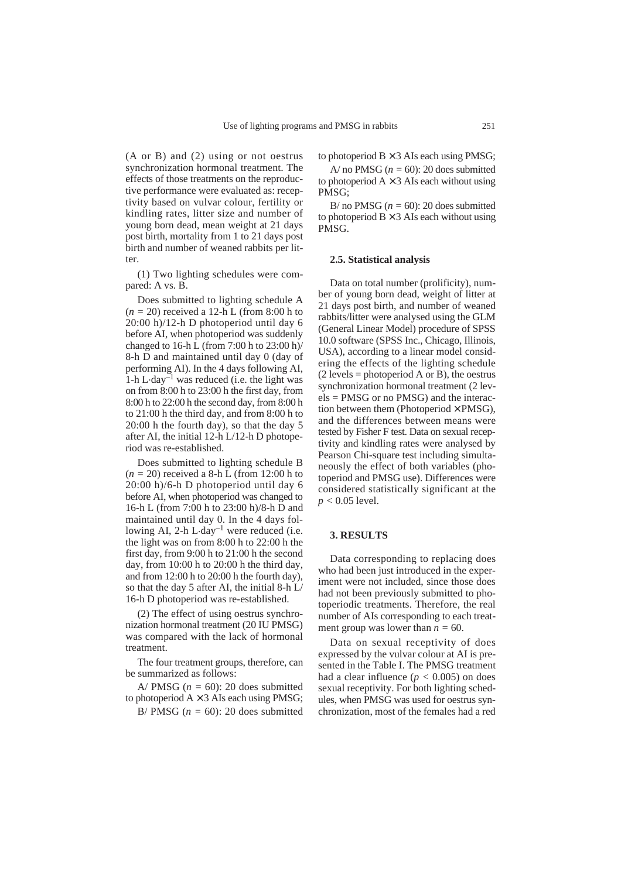(A or B) and (2) using or not oestrus synchronization hormonal treatment. The effects of those treatments on the reproductive performance were evaluated as: receptivity based on vulvar colour, fertility or kindling rates, litter size and number of young born dead, mean weight at 21 days post birth, mortality from 1 to 21 days post birth and number of weaned rabbits per litter.

(1) Two lighting schedules were compared: A vs. B.

Does submitted to lighting schedule A ($n = 20$) received a 12-h L (from 8:00 h to 20:00 h)/12-h D photoperiod until day 6 before AI, when photoperiod was suddenly changed to 16-h L (from 7:00 h to 23:00 h)/ 8-h D and maintained until day 0 (day of performing AI). In the 4 days following AI, 1-h $L \cdot day^{-1}$ was reduced (i.e. the light was on from 8:00 h to 23:00 h the first day, from 8:00 h to 22:00 h the second day, from 8:00 h to 21:00 h the third day, and from 8:00 h to 20:00 h the fourth day), so that the day 5 after AI, the initial 12-h L/12-h D photoperiod was re-established.

Does submitted to lighting schedule B ($n = 20$) received a 8-h L (from 12:00 h to 20:00 h)/6-h D photoperiod until day 6 before AI, when photoperiod was changed to 16-h L (from 7:00 h to 23:00 h)/8-h D and maintained until day 0. In the 4 days following AI, 2-h $L \cdot day^{-1}$ were reduced (i.e. the light was on from 8:00 h to 22:00 h the first day, from 9:00 h to 21:00 h the second day, from 10:00 h to 20:00 h the third day, and from 12:00 h to 20:00 h the fourth day), so that the day 5 after AI, the initial 8-h L/ 16-h D photoperiod was re-established.

(2) The effect of using oestrus synchronization hormonal treatment (20 IU PMSG) was compared with the lack of hormonal treatment.

The four treatment groups, therefore, can be summarized as follows:

A/ PMSG ($n = 60$): 20 does submitted to photoperiod A × 3 AIs each using PMSG;

B/ PMSG ($n = 60$): 20 does submitted to photoperiod B × 3 AIs each using PMSG;

A/ no PMSG ($n = 60$): 20 does submitted to photoperiod A × 3 AIs each without using PMSG;

B/ no PMSG ($n = 60$): 20 does submitted to photoperiod B × 3 AIs each without using PMSG.

### 2.5. Statistical analysis

Data on total number (prolificity), number of young born dead, weight of litter at 21 days post birth, and number of weaned rabbits/litter were analysed using the GLM (General Linear Model) procedure of SPSS 10.0 software (SPSS Inc., Chicago, Illinois, USA), according to a linear model considering the effects of the lighting schedule (2 levels = photoperiod A or B), the oestrus synchronization hormonal treatment (2 levels = PMSG or no PMSG) and the interaction between them (Photoperiod × PMSG), and the differences between means were tested by Fisher F test. Data on sexual receptivity and kindling rates were analysed by Pearson Chi-square test including simultaneously the effect of both variables (photoperiod and PMSG use). Differences were considered statistically significant at the $p < 0.05$ level.

## 3. RESULTS

Data corresponding to replacing does who had been just introduced in the experiment were not included, since those does had not been previously submitted to photoperiodic treatments. Therefore, the real number of AIs corresponding to each treatment group was lower than $n = 60$.

Data on sexual receptivity of does expressed by the vulvar colour at AI is presented in the Table I. The PMSG treatment had a clear influence ($p < 0.005$) on does sexual receptivity. For both lighting schedules, when PMSG was used for oestrus synchronization, most of the females had a red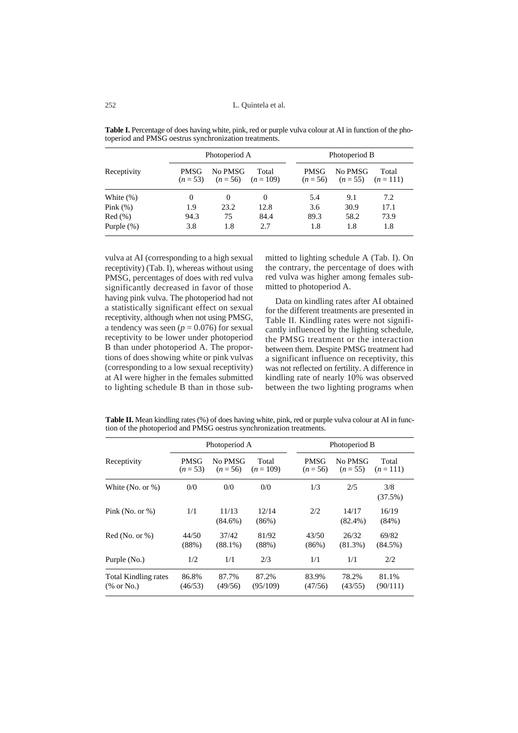**Table I.** Percentage of does having white, pink, red or purple vulva colour at AI in function of the photoperiod and PMSG oestrus synchronization treatments.

| Receptivity | Photoperiod A | | | Photoperiod B | | |
|---|---|---|---|---|---|---|
| | PMSG ($n = 53$) | No PMSG ($n = 56$) | Total ($n = 109$) | PMSG ($n = 56$) | No PMSG ($n = 55$) | Total ($n = 111$) |
| White (%) | 0 | 0 | 0 | 5.4 | 9.1 | 7.2 |
| Pink (%) | 1.9 | 23.2 | 12.8 | 3.6 | 30.9 | 17.1 |
| Red (%) | 94.3 | 75 | 84.4 | 89.3 | 58.2 | 73.9 |
| Purple (%) | 3.8 | 1.8 | 2.7 | 1.8 | 1.8 | 1.8 |

vulva at AI (corresponding to a high sexual receptivity) (Tab. I), whereas without using PMSG, percentages of does with red vulva significantly decreased in favor of those having pink vulva. The photoperiod had not a statistically significant effect on sexual receptivity, although when not using PMSG, a tendency was seen ($p = 0.076$) for sexual receptivity to be lower under photoperiod B than under photoperiod A. The proportions of does showing white or pink vulvas (corresponding to a low sexual receptivity) at AI were higher in the females submitted to lighting schedule B than in those submitted to lighting schedule A (Tab. I). On the contrary, the percentage of does with red vulva was higher among females submitted to photoperiod A.

Data on kindling rates after AI obtained for the different treatments are presented in Table II. Kindling rates were not significantly influenced by the lighting schedule, the PMSG treatment or the interaction between them. Despite PMSG treatment had a significant influence on receptivity, this was not reflected on fertility. A difference in kindling rate of nearly 10% was observed between the two lighting programs when

**Table II.** Mean kindling rates (%) of does having white, pink, red or purple vulva colour at AI in function of the photoperiod and PMSG oestrus synchronization treatments.

| Receptivity | Photoperiod A | | | Photoperiod B | | |
|---|---|---|---|---|---|---|
| | PMSG ($n = 53$) | No PMSG ($n = 56$) | Total ($n = 109$) | PMSG ($n = 56$) | No PMSG ($n = 55$) | Total ($n = 111$) |
| White (No. or %) | 0/0 | 0/0 | 0/0 | 1/3 | 2/5 | 3/8 (37.5%) |
| Pink (No. or %) | 1/1 | 11/13 (84.6%) | 12/14 (86%) | 2/2 | 14/17 (82.4%) | 16/19 (84%) |
| Red (No. or %) | 44/50 (88%) | 37/42 (88.1%) | 81/92 (88%) | 43/50 (86%) | 26/32 (81.3%) | 69/82 (84.5%) |
| Purple (No.) | 1/2 | 1/1 | 2/3 | 1/1 | 1/1 | 2/2 |
| Total Kindling rates (% or No.) | 86.8% (46/53) | 87.7% (49/56) | 87.2% (95/109) | 83.9% (47/56) | 78.2% (43/55) | 81.1% (90/111) |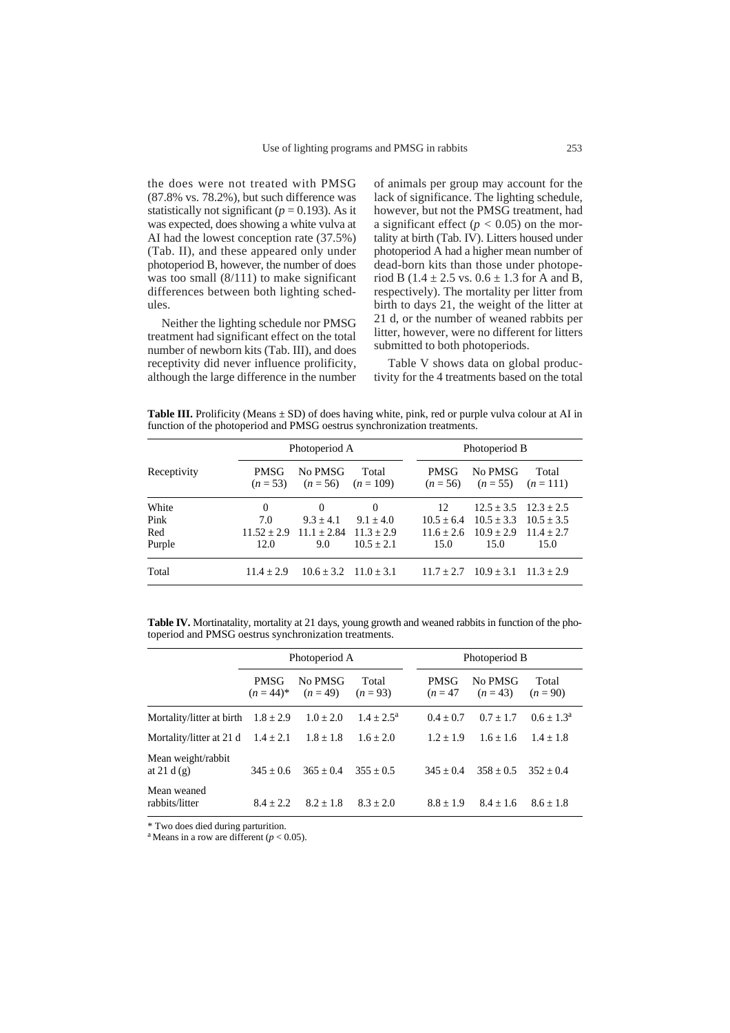the does were not treated with PMSG (87.8% vs. 78.2%), but such difference was statistically not significant ($p = 0.193$). As it was expected, does showing a white vulva at AI had the lowest conception rate (37.5%) (Tab. II), and these appeared only under photoperiod B, however, the number of does was too small (8/111) to make significant differences between both lighting schedules.

Neither the lighting schedule nor PMSG treatment had significant effect on the total number of newborn kits (Tab. III), and does receptivity did never influence prolificity, although the large difference in the number of animals per group may account for the lack of significance. The lighting schedule, however, but not the PMSG treatment, had a significant effect ($p < 0.05$) on the mortality at birth (Tab. IV). Litters housed under photoperiod A had a higher mean number of dead-born kits than those under photoperiod B (1.4 ± 2.5 vs. 0.6 ± 1.3 for A and B, respectively). The mortality per litter from birth to days 21, the weight of the litter at 21 d, or the number of weaned rabbits per litter, however, were no different for litters submitted to both photoperiods.

Table V shows data on global productivity for the 4 treatments based on the total

**Table III.** Prolificity (Means ± SD) of does having white, pink, red or purple vulva colour at AI in function of the photoperiod and PMSG oestrus synchronization treatments.

| Receptivity | Photoperiod A | | | Photoperiod B | | |
|---|---|---|---|---|---|---|
| | PMSG ($n = 53$) | No PMSG ($n = 56$) | Total ($n = 109$) | PMSG ($n = 56$) | No PMSG ($n = 55$) | Total ($n = 111$) |
| White | 0 | 0 | 0 | 12 | 12.5 ± 3.5 | 12.3 ± 2.5 |
| Pink | 7.0 | 9.3 ± 4.1 | 9.1 ± 4.0 | 10.5 ± 6.4 | 10.5 ± 3.3 | 10.5 ± 3.5 |
| Red | 11.52 ± 2.9 | 11.1 ± 2.84 | 11.3 ± 2.9 | 11.6 ± 2.6 | 10.9 ± 2.9 | 11.4 ± 2.7 |
| Purple | 12.0 | 9.0 | 10.5 ± 2.1 | 15.0 | 15.0 | 15.0 |
| Total | 11.4 ± 2.9 | 10.6 ± 3.2 | 11.0 ± 3.1 | 11.7 ± 2.7 | 10.9 ± 3.1 | 11.3 ± 2.9 |

**Table IV.** Mortinatality, mortality at 21 days, young growth and weaned rabbits in function of the photoperiod and PMSG oestrus synchronization treatments.

| | Photoperiod A | | | Photoperiod B | | |
|---|---|---|---|---|---|---|
| | PMSG ($n = 44$)* | No PMSG ($n = 49$) | Total ($n = 93$) | PMSG ($n = 47$ | No PMSG ($n = 43$) | Total ($n = 90$) |
| Mortality/litter at birth | 1.8 ± 2.9 | 1.0 ± 2.0 | 1.4 ± 2.5[a] | 0.4 ± 0.7 | 0.7 ± 1.7 | 0.6 ± 1.3[a] |
| Mortality/litter at 21 d | 1.4 ± 2.1 | 1.8 ± 1.8 | 1.6 ± 2.0 | 1.2 ± 1.9 | 1.6 ± 1.6 | 1.4 ± 1.8 |
| Mean weight/rabbit at 21 d (g) | 345 ± 0.6 | 365 ± 0.4 | 355 ± 0.5 | 345 ± 0.4 | 358 ± 0.5 | 352 ± 0.4 |
| Mean weaned rabbits/litter | 8.4 ± 2.2 | 8.2 ± 1.8 | 8.3 ± 2.0 | 8.8 ± 1.9 | 8.4 ± 1.6 | 8.6 ± 1.8 |

\* Two does died during parturition.
[a] Means in a row are different ($p < 0.05$).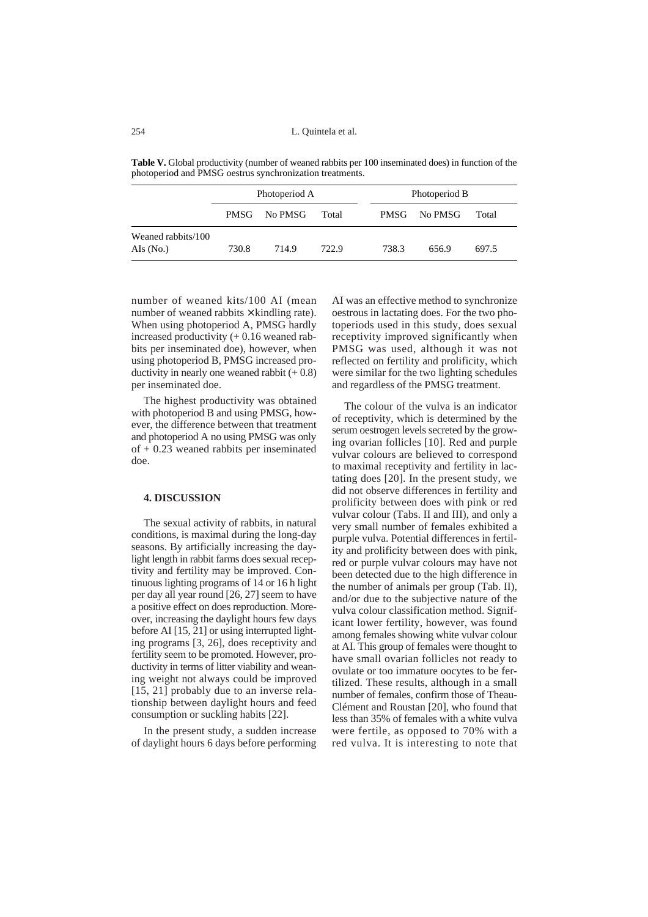**Table V.** Global productivity (number of weaned rabbits per 100 inseminated does) in function of the photoperiod and PMSG oestrus synchronization treatments.

| | Photoperiod A | | | Photoperiod B | | |
|---|---|---|---|---|---|---|
| | PMSG | No PMSG | Total | PMSG | No PMSG | Total |
| Weaned rabbits/100 AIs (No.) | 730.8 | 714.9 | 722.9 | 738.3 | 656.9 | 697.5 |

number of weaned kits/100 AI (mean number of weaned rabbits × kindling rate). When using photoperiod A, PMSG hardly increased productivity (+ 0.16 weaned rabbits per inseminated doe), however, when using photoperiod B, PMSG increased productivity in nearly one weaned rabbit (+ 0.8) per inseminated doe.

The highest productivity was obtained with photoperiod B and using PMSG, however, the difference between that treatment and photoperiod A no using PMSG was only of + 0.23 weaned rabbits per inseminated doe.

## 4. DISCUSSION

The sexual activity of rabbits, in natural conditions, is maximal during the long-day seasons. By artificially increasing the daylight length in rabbit farms does sexual receptivity and fertility may be improved. Continuous lighting programs of 14 or 16 h light per day all year round [26, 27] seem to have a positive effect on does reproduction. Moreover, increasing the daylight hours few days before AI [15, 21] or using interrupted lighting programs [3, 26], does receptivity and fertility seem to be promoted. However, productivity in terms of litter viability and weaning weight not always could be improved [15, 21] probably due to an inverse relationship between daylight hours and feed consumption or suckling habits [22].

In the present study, a sudden increase of daylight hours 6 days before performing AI was an effective method to synchronize oestrous in lactating does. For the two photoperiods used in this study, does sexual receptivity improved significantly when PMSG was used, although it was not reflected on fertility and prolificity, which were similar for the two lighting schedules and regardless of the PMSG treatment.

The colour of the vulva is an indicator of receptivity, which is determined by the serum oestrogen levels secreted by the growing ovarian follicles [10]. Red and purple vulvar colours are believed to correspond to maximal receptivity and fertility in lactating does [20]. In the present study, we did not observe differences in fertility and prolificity between does with pink or red vulvar colour (Tabs. II and III), and only a very small number of females exhibited a purple vulva. Potential differences in fertility and prolificity between does with pink, red or purple vulvar colours may have not been detected due to the high difference in the number of animals per group (Tab. II), and/or due to the subjective nature of the vulva colour classification method. Significant lower fertility, however, was found among females showing white vulvar colour at AI. This group of females were thought to have small ovarian follicles not ready to ovulate or too immature oocytes to be fertilized. These results, although in a small number of females, confirm those of Theau-Clément and Roustan [20], who found that less than 35% of females with a white vulva were fertile, as opposed to 70% with a red vulva. It is interesting to note that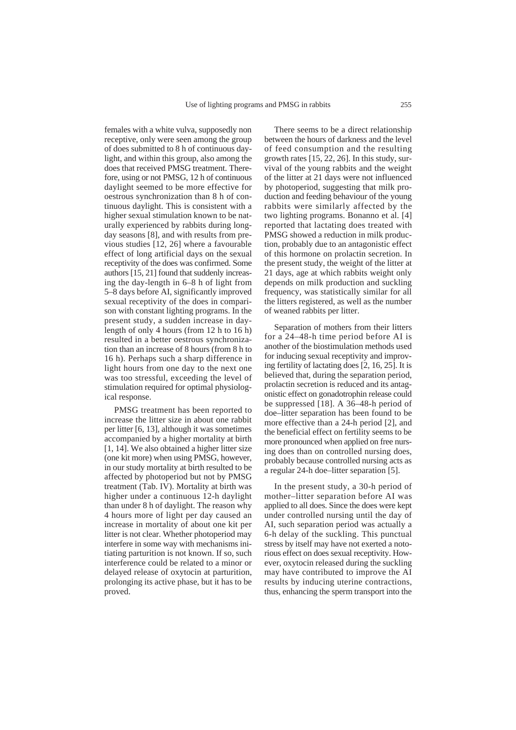females with a white vulva, supposedly non receptive, only were seen among the group of does submitted to 8 h of continuous daylight, and within this group, also among the does that received PMSG treatment. Therefore, using or not PMSG, 12 h of continuous daylight seemed to be more effective for oestrous synchronization than 8 h of continuous daylight. This is consistent with a higher sexual stimulation known to be naturally experienced by rabbits during long-day seasons [8], and with results from previous studies [12, 26] where a favourable effect of long artificial days on the sexual receptivity of the does was confirmed. Some authors [15, 21] found that suddenly increasing the day-length in 6–8 h of light from 5–8 days before AI, significantly improved sexual receptivity of the does in comparison with constant lighting programs. In the present study, a sudden increase in day-length of only 4 hours (from 12 h to 16 h) resulted in a better oestrous synchronization than an increase of 8 hours (from 8 h to 16 h). Perhaps such a sharp difference in light hours from one day to the next one was too stressful, exceeding the level of stimulation required for optimal physiological response.

PMSG treatment has been reported to increase the litter size in about one rabbit per litter [6, 13], although it was sometimes accompanied by a higher mortality at birth [1, 14]. We also obtained a higher litter size (one kit more) when using PMSG, however, in our study mortality at birth resulted to be affected by photoperiod but not by PMSG treatment (Tab. IV). Mortality at birth was higher under a continuous 12-h daylight than under 8 h of daylight. The reason why 4 hours more of light per day caused an increase in mortality of about one kit per litter is not clear. Whether photoperiod may interfere in some way with mechanisms initiating parturition is not known. If so, such interference could be related to a minor or delayed release of oxytocin at parturition, prolonging its active phase, but it has to be proved.

There seems to be a direct relationship between the hours of darkness and the level of feed consumption and the resulting growth rates [15, 22, 26]. In this study, survival of the young rabbits and the weight of the litter at 21 days were not influenced by photoperiod, suggesting that milk production and feeding behaviour of the young rabbits were similarly affected by the two lighting programs. Bonanno et al. [4] reported that lactating does treated with PMSG showed a reduction in milk production, probably due to an antagonistic effect of this hormone on prolactin secretion. In the present study, the weight of the litter at 21 days, age at which rabbits weight only depends on milk production and suckling frequency, was statistically similar for all the litters registered, as well as the number of weaned rabbits per litter.

Separation of mothers from their litters for a 24–48-h time period before AI is another of the biostimulation methods used for inducing sexual receptivity and improving fertility of lactating does [2, 16, 25]. It is believed that, during the separation period, prolactin secretion is reduced and its antagonistic effect on gonadotrophin release could be suppressed [18]. A 36–48-h period of doe–litter separation has been found to be more effective than a 24-h period [2], and the beneficial effect on fertility seems to be more pronounced when applied on free nursing does than on controlled nursing does, probably because controlled nursing acts as a regular 24-h doe–litter separation [5].

In the present study, a 30-h period of mother–litter separation before AI was applied to all does. Since the does were kept under controlled nursing until the day of AI, such separation period was actually a 6-h delay of the suckling. This punctual stress by itself may have not exerted a notorious effect on does sexual receptivity. However, oxytocin released during the suckling may have contributed to improve the AI results by inducing uterine contractions, thus, enhancing the sperm transport into the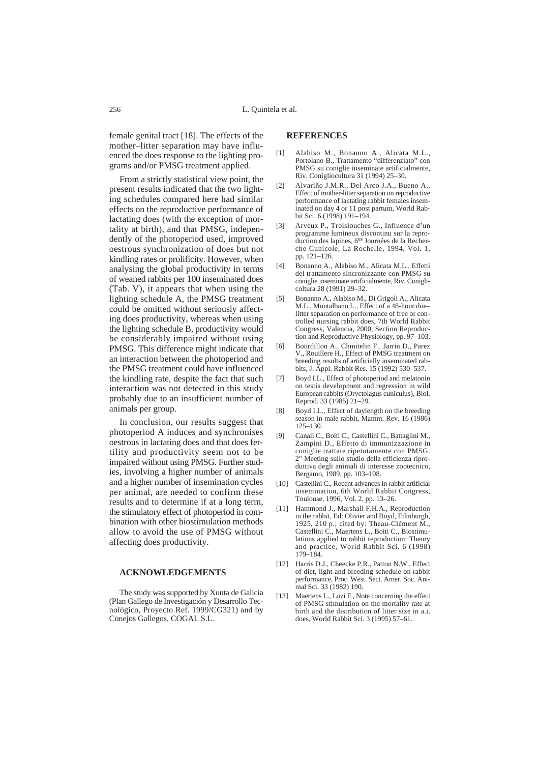female genital tract [18]. The effects of the mother–litter separation may have influenced the does response to the lighting programs and/or PMSG treatment applied.

From a strictly statistical view point, the present results indicated that the two lighting schedules compared here had similar effects on the reproductive performance of lactating does (with the exception of mortality at birth), and that PMSG, independently of the photoperiod used, improved oestrous synchronization of does but not kindling rates or prolificity. However, when analysing the global productivity in terms of weaned rabbits per 100 inseminated does (Tab. V), it appears that when using the lighting schedule A, the PMSG treatment could be omitted without seriously affecting does productivity, whereas when using the lighting schedule B, productivity would be considerably impaired without using PMSG. This difference might indicate that an interaction between the photoperiod and the PMSG treatment could have influenced the kindling rate, despite the fact that such interaction was not detected in this study probably due to an insufficient number of animals per group.

In conclusion, our results suggest that photoperiod A induces and synchronises oestrous in lactating does and that does fertility and productivity seem not to be impaired without using PMSG. Further studies, involving a higher number of animals and a higher number of insemination cycles per animal, are needed to confirm these results and to determine if at a long term, the stimulatory effect of photoperiod in combination with other biostimulation methods allow to avoid the use of PMSG without affecting does productivity.

## ACKNOWLEDGEMENTS

The study was supported by Xunta de Galicia (Plan Gallego de Investigación y Desarrollo Tecnológico, Proyecto Ref. 1999/CG321) and by Conejos Gallegos, COGAL S.L.

## REFERENCES

[1] Alabiso M., Bonanno A., Alicata M.L., Portolano B., Trattamento "differenziato" con PMSG su coniglie inseminate artificialmente, Riv. Coniglicoltura 31 (1994) 25–30.

[2] Alvariño J.M.R., Del Arco J.A., Bueno A., Effect of mother-litter separation on reproductive performance of lactating rabbit females inseminated on day 4 or 11 post partum, World Rabbit Sci. 6 (1998) 191–194.

[3] Arveux P., Troislouches G., Influence d'un programme lumineux discontinu sur la reproduction des lapines, 6es Journées de la Recherche Cunicole, La Rochelle, 1994, Vol. 1, pp. 121–126.

[4] Bonanno A., Alabiso M., Alicata M.L., Effetti del trattamento sincronizzante con PMSG su coniglie inseminate artificialmente, Riv. Coniglicoltura 28 (1991) 29–32.

[5] Bonanno A., Alabiso M., Di Grigoli A., Alicata M.L., Montalbano L., Effect of a 48-hour doe–litter separation on performance of free or controlled nursing rabbit does, 7th World Rabbit Congress, Valencia, 2000, Section Reproduction and Reproductive Physiology, pp. 97–103.

[6] Bourdillon A., Chmitelin F., Jarrin D., Parez V., Rouillere H., Effect of PMSG treatment on breeding results of artificially inseminated rabbits, J. Appl. Rabbit Res. 15 (1992) 530–537.

[7] Boyd I.L., Effect of photoperiod and melatonin on testis development and regression in wild European rabbits (Oryctolagus cuniculus), Biol. Reprod. 33 (1985) 21–29.

[8] Boyd I.L., Effect of daylength on the breeding season in male rabbit, Mamm. Rev. 16 (1986) 125–130.

[9] Canali C., Boiti C., Castellini C., Battaglini M., Zampini D., Effetto di immunizzazione in coniglie trattate ripetutamente con PMSG. 2° Meeting sullo studio della efficienza riproduttiva degli animali di interesse zootecnico, Bergamo, 1989, pp. 103–108.

[10] Castellini C., Recent advances in rabbit artificial insemination, 6th World Rabbit Congress, Toulouse, 1996, Vol. 2, pp. 13–26.

[11] Hammond J., Marshall F.H.A., Reproduction in the rabbit, Ed: Olivier and Boyd, Edinburgh, 1925, 210 p.; cited by: Theau-Clément M., Castellini C., Maertens L., Boiti C., Biostimulations applied to rabbit reproduction: Theory and practice, World Rabbit Sci. 6 (1998) 179–184.

[12] Harris D.J., Cheecke P.R., Patton N.W., Effect of diet, light and breeding schedule on rabbit performance, Proc. West. Sect. Amer. Soc. Animal Sci. 33 (1982) 190.

[13] Maertens L., Luzi F., Note concerning the effect of PMSG stimulation on the mortality rate at birth and the distribution of litter size in a.i. does, World Rabbit Sci. 3 (1995) 57–61.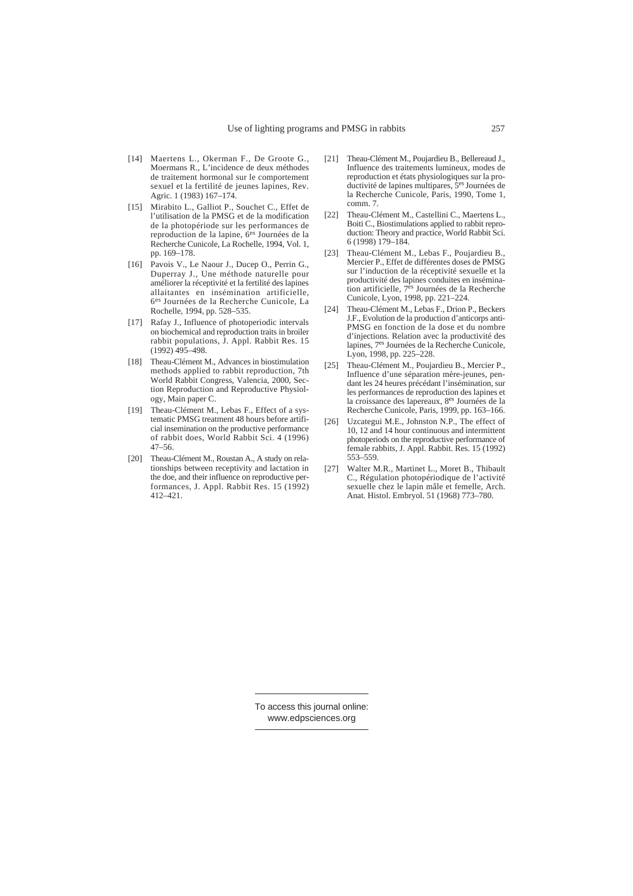[14] Maertens L., Okerman F., De Groote G., Moermans R., L'incidence de deux méthodes de traitement hormonal sur le comportement sexuel et la fertilité de jeunes lapines, Rev. Agric. 1 (1983) 167–174.

[15] Mirabito L., Galliot P., Souchet C., Effet de l'utilisation de la PMSG et de la modification de la photopériode sur les performances de reproduction de la lapine, 6[es] Journées de la Recherche Cunicole, La Rochelle, 1994, Vol. 1, pp. 169–178.

[16] Pavois V., Le Naour J., Ducep O., Perrin G., Duperray J., Une méthode naturelle pour améliorer la réceptivité et la fertilité des lapines allaitantes en insémination artificielle, 6[es] Journées de la Recherche Cunicole, La Rochelle, 1994, pp. 528–535.

[17] Rafay J., Influence of photoperiodic intervals on biochemical and reproduction traits in broiler rabbit populations, J. Appl. Rabbit Res. 15 (1992) 495–498.

[18] Theau-Clément M., Advances in biostimulation methods applied to rabbit reproduction, 7th World Rabbit Congress, Valencia, 2000, Section Reproduction and Reproductive Physiology, Main paper C.

[19] Theau-Clément M., Lebas F., Effect of a systematic PMSG treatment 48 hours before artificial insemination on the productive performance of rabbit does, World Rabbit Sci. 4 (1996) 47–56.

[20] Theau-Clément M., Roustan A., A study on relationships between receptivity and lactation in the doe, and their influence on reproductive performances, J. Appl. Rabbit Res. 15 (1992) 412–421.

[21] Theau-Clément M., Poujardieu B., Bellereaud J., Influence des traitements lumineux, modes de reproduction et états physiologiques sur la productivité de lapines multipares, 5[es] Journées de la Recherche Cunicole, Paris, 1990, Tome 1, comm. 7.

[22] Theau-Clément M., Castellini C., Maertens L., Boiti C., Biostimulations applied to rabbit reproduction: Theory and practice, World Rabbit Sci. 6 (1998) 179–184.

[23] Theau-Clément M., Lebas F., Poujardieu B., Mercier P., Effet de différentes doses de PMSG sur l'induction de la réceptivité sexuelle et la productivité des lapines conduites en insémination artificielle, 7[es] Journées de la Recherche Cunicole, Lyon, 1998, pp. 221–224.

[24] Theau-Clément M., Lebas F., Drion P., Beckers J.F., Evolution de la production d'anticorps anti-PMSG en fonction de la dose et du nombre d'injections. Relation avec la productivité des lapines, 7[es] Journées de la Recherche Cunicole, Lyon, 1998, pp. 225–228.

[25] Theau-Clément M., Poujardieu B., Mercier P., Influence d'une séparation mère-jeunes, pendant les 24 heures précédant l'insémination, sur les performances de reproduction des lapines et la croissance des lapereaux, 8[es] Journées de la Recherche Cunicole, Paris, 1999, pp. 163–166.

[26] Uzcategui M.E., Johnston N.P., The effect of 10, 12 and 14 hour continuous and intermittent photoperiods on the reproductive performance of female rabbits, J. Appl. Rabbit. Res. 15 (1992) 553–559.

[27] Walter M.R., Martinet L., Moret B., Thibault C., Régulation photopériodique de l'activité sexuelle chez le lapin mâle et femelle, Arch. Anat. Histol. Embryol. 51 (1968) 773–780.

To access this journal online:
www.edpsciences.org